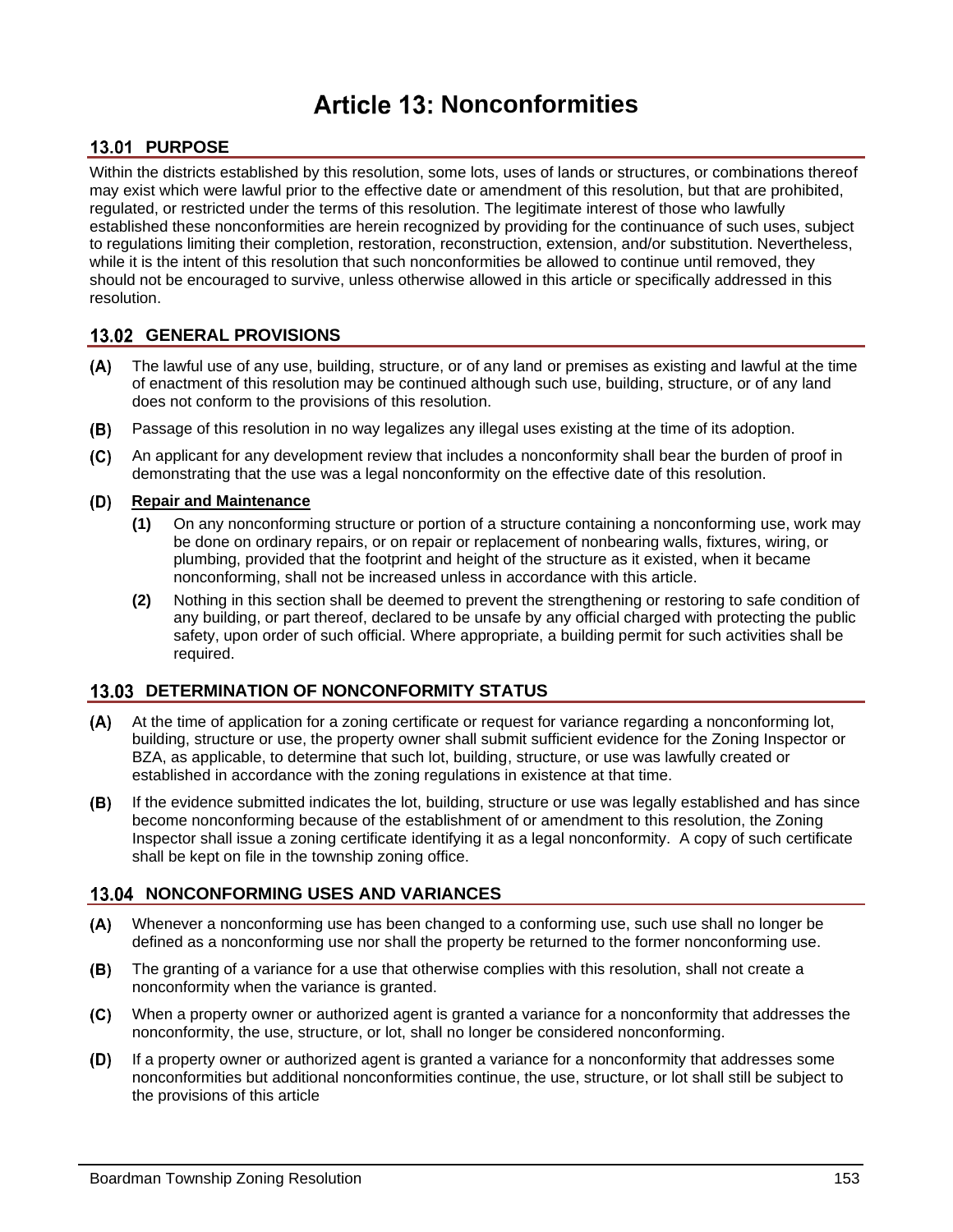# Article 13: Nonconformities

## 13.01 PURPOSE

Within the districts established by this resolution, some lots, uses of lands or structures, or combinations thereof may exist which were lawful prior to the effective date or amendment of this resolution, but that are prohibited, regulated, or restricted under the terms of this resolution. The legitimate interest of those who lawfully established these nonconformities are herein recognized by providing for the continuance of such uses, subject to regulations limiting their completion, restoration, reconstruction, extension, and/or substitution. Nevertheless, while it is the intent of this resolution that such nonconformities be allowed to continue until removed, they should not be encouraged to survive, unless otherwise allowed in this article or specifically addressed in this resolution.

## 13.02 GENERAL PROVISIONS

**(A)** The lawful use of any use, building, structure, or of any land or premises as existing and lawful at the time of enactment of this resolution may be continued although such use, building, structure, or of any land does not conform to the provisions of this resolution.

**(B)** Passage of this resolution in no way legalizes any illegal uses existing at the time of its adoption.

**(C)** An applicant for any development review that includes a nonconformity shall bear the burden of proof in demonstrating that the use was a legal nonconformity on the effective date of this resolution.

**(D)** **Repair and Maintenance**

- **(1)** On any nonconforming structure or portion of a structure containing a nonconforming use, work may be done on ordinary repairs, or on repair or replacement of nonbearing walls, fixtures, wiring, or plumbing, provided that the footprint and height of the structure as it existed, when it became nonconforming, shall not be increased unless in accordance with this article.
- **(2)** Nothing in this section shall be deemed to prevent the strengthening or restoring to safe condition of any building, or part thereof, declared to be unsafe by any official charged with protecting the public safety, upon order of such official. Where appropriate, a building permit for such activities shall be required.

## 13.03 DETERMINATION OF NONCONFORMITY STATUS

**(A)** At the time of application for a zoning certificate or request for variance regarding a nonconforming lot, building, structure or use, the property owner shall submit sufficient evidence for the Zoning Inspector or BZA, as applicable, to determine that such lot, building, structure, or use was lawfully created or established in accordance with the zoning regulations in existence at that time.

**(B)** If the evidence submitted indicates the lot, building, structure or use was legally established and has since become nonconforming because of the establishment of or amendment to this resolution, the Zoning Inspector shall issue a zoning certificate identifying it as a legal nonconformity. A copy of such certificate shall be kept on file in the township zoning office.

## 13.04 NONCONFORMING USES AND VARIANCES

**(A)** Whenever a nonconforming use has been changed to a conforming use, such use shall no longer be defined as a nonconforming use nor shall the property be returned to the former nonconforming use.

**(B)** The granting of a variance for a use that otherwise complies with this resolution, shall not create a nonconformity when the variance is granted.

**(C)** When a property owner or authorized agent is granted a variance for a nonconformity that addresses the nonconformity, the use, structure, or lot, shall no longer be considered nonconforming.

**(D)** If a property owner or authorized agent is granted a variance for a nonconformity that addresses some nonconformities but additional nonconformities continue, the use, structure, or lot shall still be subject to the provisions of this article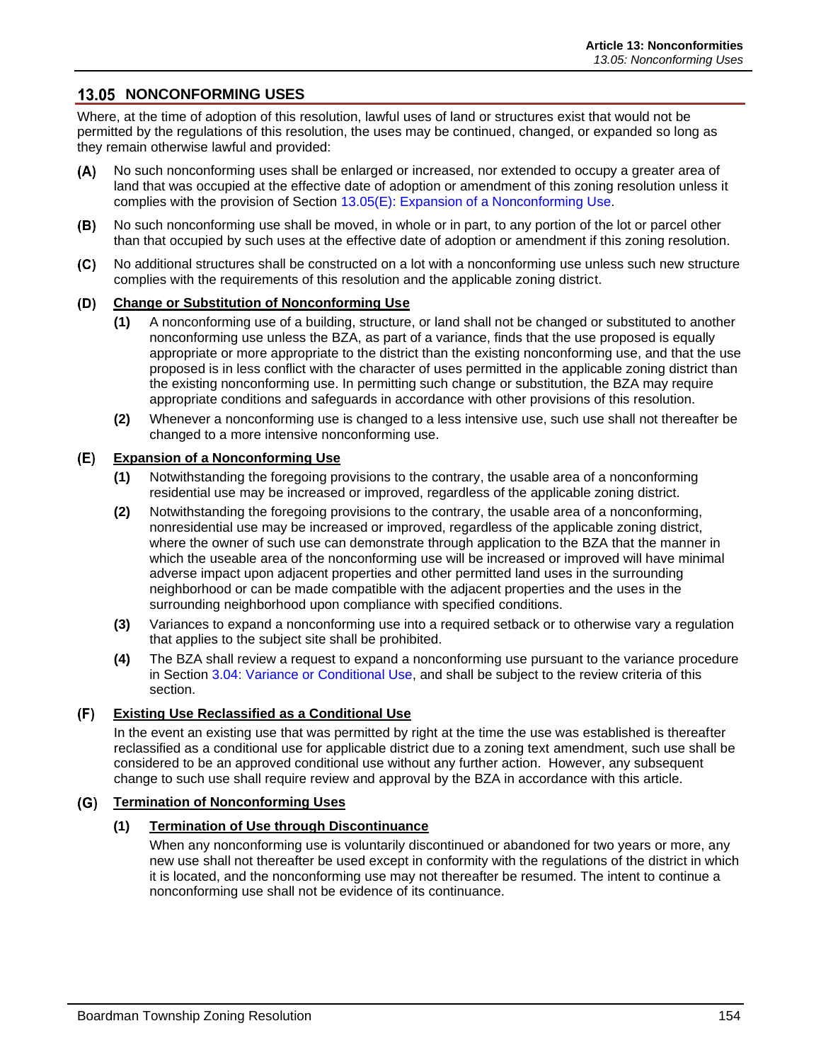## 13.05 NONCONFORMING USES

Where, at the time of adoption of this resolution, lawful uses of land or structures exist that would not be permitted by the regulations of this resolution, the uses may be continued, changed, or expanded so long as they remain otherwise lawful and provided:

**(A)** No such nonconforming uses shall be enlarged or increased, nor extended to occupy a greater area of land that was occupied at the effective date of adoption or amendment of this zoning resolution unless it complies with the provision of Section 13.05(E): Expansion of a Nonconforming Use.

**(B)** No such nonconforming use shall be moved, in whole or in part, to any portion of the lot or parcel other than that occupied by such uses at the effective date of adoption or amendment if this zoning resolution.

**(C)** No additional structures shall be constructed on a lot with a nonconforming use unless such new structure complies with the requirements of this resolution and the applicable zoning district.

**(D)** **Change or Substitution of Nonconforming Use**

- **(1)** A nonconforming use of a building, structure, or land shall not be changed or substituted to another nonconforming use unless the BZA, as part of a variance, finds that the use proposed is equally appropriate or more appropriate to the district than the existing nonconforming use, and that the use proposed is in less conflict with the character of uses permitted in the applicable zoning district than the existing nonconforming use. In permitting such change or substitution, the BZA may require appropriate conditions and safeguards in accordance with other provisions of this resolution.
- **(2)** Whenever a nonconforming use is changed to a less intensive use, such use shall not thereafter be changed to a more intensive nonconforming use.

**(E)** **Expansion of a Nonconforming Use**

- **(1)** Notwithstanding the foregoing provisions to the contrary, the usable area of a nonconforming residential use may be increased or improved, regardless of the applicable zoning district.
- **(2)** Notwithstanding the foregoing provisions to the contrary, the usable area of a nonconforming, nonresidential use may be increased or improved, regardless of the applicable zoning district, where the owner of such use can demonstrate through application to the BZA that the manner in which the useable area of the nonconforming use will be increased or improved will have minimal adverse impact upon adjacent properties and other permitted land uses in the surrounding neighborhood or can be made compatible with the adjacent properties and the uses in the surrounding neighborhood upon compliance with specified conditions.
- **(3)** Variances to expand a nonconforming use into a required setback or to otherwise vary a regulation that applies to the subject site shall be prohibited.
- **(4)** The BZA shall review a request to expand a nonconforming use pursuant to the variance procedure in Section 3.04: Variance or Conditional Use, and shall be subject to the review criteria of this section.

**(F)** **Existing Use Reclassified as a Conditional Use**

In the event an existing use that was permitted by right at the time the use was established is thereafter reclassified as a conditional use for applicable district due to a zoning text amendment, such use shall be considered to be an approved conditional use without any further action. However, any subsequent change to such use shall require review and approval by the BZA in accordance with this article.

**(G)** **Termination of Nonconforming Uses**

**(1)** **Termination of Use through Discontinuance**

When any nonconforming use is voluntarily discontinued or abandoned for two years or more, any new use shall not thereafter be used except in conformity with the regulations of the district in which it is located, and the nonconforming use may not thereafter be resumed. The intent to continue a nonconforming use shall not be evidence of its continuance.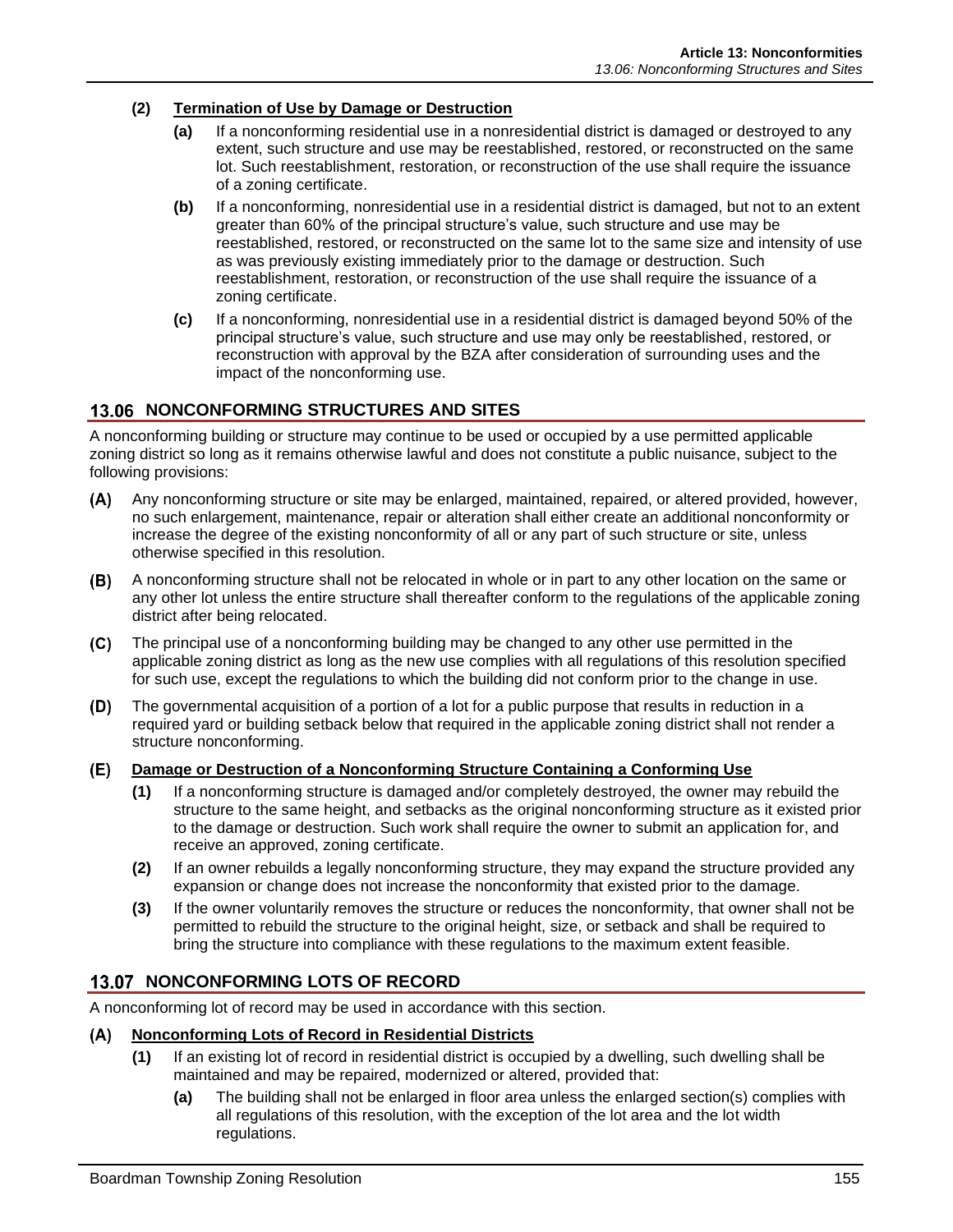**(2) Termination of Use by Damage or Destruction**

- **(a)** If a nonconforming residential use in a nonresidential district is damaged or destroyed to any extent, such structure and use may be reestablished, restored, or reconstructed on the same lot. Such reestablishment, restoration, or reconstruction of the use shall require the issuance of a zoning certificate.
- **(b)** If a nonconforming, nonresidential use in a residential district is damaged, but not to an extent greater than 60% of the principal structure's value, such structure and use may be reestablished, restored, or reconstructed on the same lot to the same size and intensity of use as was previously existing immediately prior to the damage or destruction. Such reestablishment, restoration, or reconstruction of the use shall require the issuance of a zoning certificate.
- **(c)** If a nonconforming, nonresidential use in a residential district is damaged beyond 50% of the principal structure's value, such structure and use may only be reestablished, restored, or reconstruction with approval by the BZA after consideration of surrounding uses and the impact of the nonconforming use.

## 13.06 NONCONFORMING STRUCTURES AND SITES

A nonconforming building or structure may continue to be used or occupied by a use permitted applicable zoning district so long as it remains otherwise lawful and does not constitute a public nuisance, subject to the following provisions:

**(A)** Any nonconforming structure or site may be enlarged, maintained, repaired, or altered provided, however, no such enlargement, maintenance, repair or alteration shall either create an additional nonconformity or increase the degree of the existing nonconformity of all or any part of such structure or site, unless otherwise specified in this resolution.

**(B)** A nonconforming structure shall not be relocated in whole or in part to any other location on the same or any other lot unless the entire structure shall thereafter conform to the regulations of the applicable zoning district after being relocated.

**(C)** The principal use of a nonconforming building may be changed to any other use permitted in the applicable zoning district as long as the new use complies with all regulations of this resolution specified for such use, except the regulations to which the building did not conform prior to the change in use.

**(D)** The governmental acquisition of a portion of a lot for a public purpose that results in reduction in a required yard or building setback below that required in the applicable zoning district shall not render a structure nonconforming.

**(E) Damage or Destruction of a Nonconforming Structure Containing a Conforming Use**

- **(1)** If a nonconforming structure is damaged and/or completely destroyed, the owner may rebuild the structure to the same height, and setbacks as the original nonconforming structure as it existed prior to the damage or destruction. Such work shall require the owner to submit an application for, and receive an approved, zoning certificate.
- **(2)** If an owner rebuilds a legally nonconforming structure, they may expand the structure provided any expansion or change does not increase the nonconformity that existed prior to the damage.
- **(3)** If the owner voluntarily removes the structure or reduces the nonconformity, that owner shall not be permitted to rebuild the structure to the original height, size, or setback and shall be required to bring the structure into compliance with these regulations to the maximum extent feasible.

## 13.07 NONCONFORMING LOTS OF RECORD

A nonconforming lot of record may be used in accordance with this section.

**(A) Nonconforming Lots of Record in Residential Districts**

- **(1)** If an existing lot of record in residential district is occupied by a dwelling, such dwelling shall be maintained and may be repaired, modernized or altered, provided that:
  - **(a)** The building shall not be enlarged in floor area unless the enlarged section(s) complies with all regulations of this resolution, with the exception of the lot area and the lot width regulations.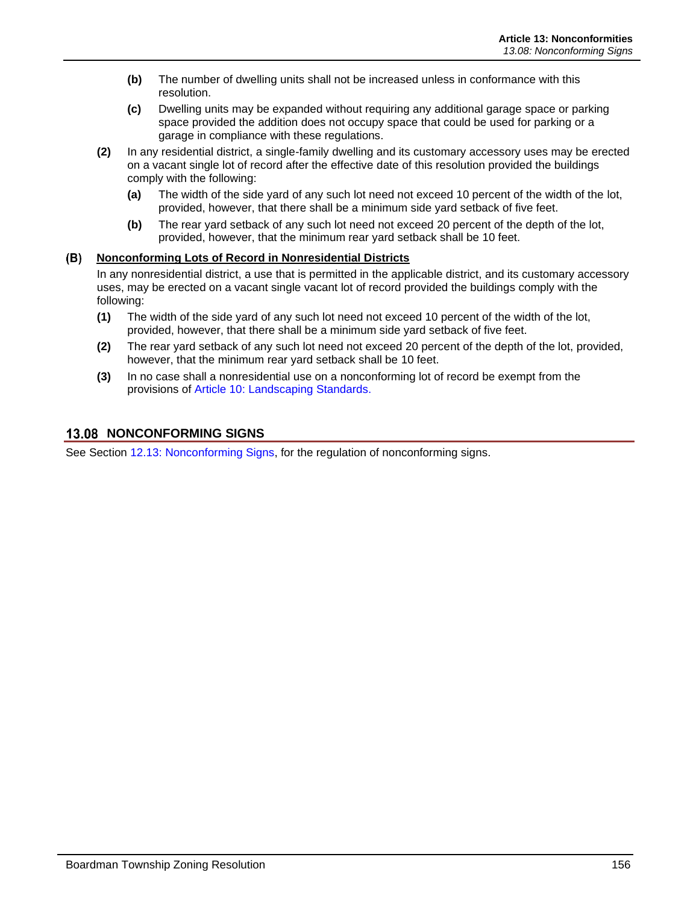**(b)** The number of dwelling units shall not be increased unless in conformance with this resolution.

**(c)** Dwelling units may be expanded without requiring any additional garage space or parking space provided the addition does not occupy space that could be used for parking or a garage in compliance with these regulations.

**(2)** In any residential district, a single-family dwelling and its customary accessory uses may be erected on a vacant single lot of record after the effective date of this resolution provided the buildings comply with the following:

**(a)** The width of the side yard of any such lot need not exceed 10 percent of the width of the lot, provided, however, that there shall be a minimum side yard setback of five feet.

**(b)** The rear yard setback of any such lot need not exceed 20 percent of the depth of the lot, provided, however, that the minimum rear yard setback shall be 10 feet.

### (B) Nonconforming Lots of Record in Nonresidential Districts

In any nonresidential district, a use that is permitted in the applicable district, and its customary accessory uses, may be erected on a vacant single vacant lot of record provided the buildings comply with the following:

**(1)** The width of the side yard of any such lot need not exceed 10 percent of the width of the lot, provided, however, that there shall be a minimum side yard setback of five feet.

**(2)** The rear yard setback of any such lot need not exceed 20 percent of the depth of the lot, provided, however, that the minimum rear yard setback shall be 10 feet.

**(3)** In no case shall a nonresidential use on a nonconforming lot of record be exempt from the provisions of Article 10: Landscaping Standards.

## 13.08 NONCONFORMING SIGNS

See Section 12.13: Nonconforming Signs, for the regulation of nonconforming signs.